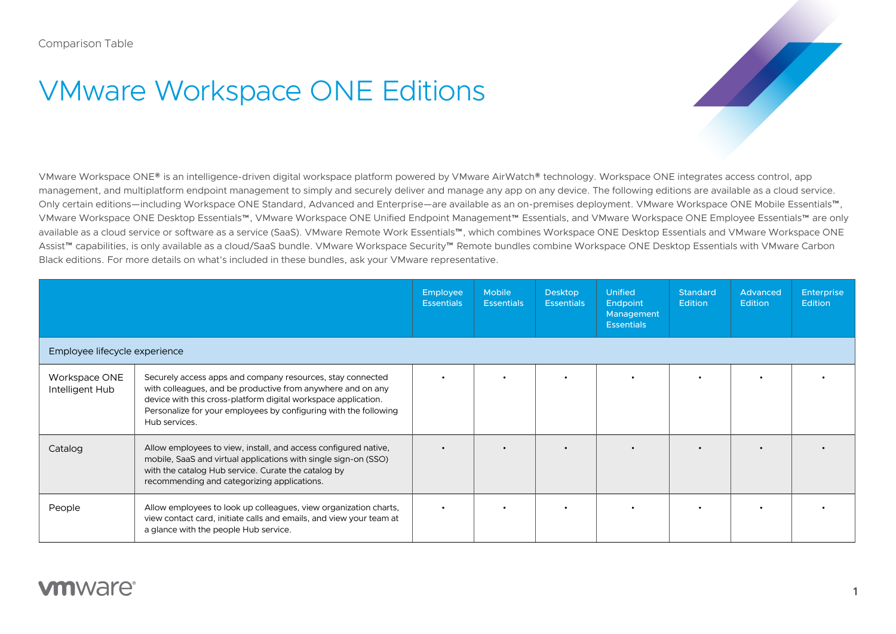Comparison Table

# VMware Workspace ONE Editions

VMware Workspace ONE® is an intelligence-driven digital workspace platform powered by VMware AirWatch® technology. Workspace ONE integrates access control, app management, and multiplatform endpoint management to simply and securely deliver and manage any app on any device. The following editions are available as a cloud service. Only certain editions—including Workspace ONE Standard, Advanced and Enterprise—are available as an on-premises deployment. VMware Workspace ONE Mobile Essentials™, VMware Workspace ONE Desktop Essentials™, VMware Workspace ONE Unified Endpoint Management™ Essentials, and VMware Workspace ONE Employee Essentials™ are only available as a cloud service or software as a service (SaaS). VMware Remote Work Essentials™, which combines Workspace ONE Desktop Essentials and VMware Workspace ONE Assist™ capabilities, is only available as a cloud/SaaS bundle. VMware Workspace Security™ Remote bundles combine Workspace ONE Desktop Essentials with VMware Carbon Black editions. For more details on what's included in these bundles, ask your VMware representative.

| | | Employee Essentials | Mobile Essentials | Desktop Essentials | Unified Endpoint Management Essentials | Standard Edition | Advanced Edition | Enterprise Edition |
|---|---|---|---|---|---|---|---|---|
| **Employee lifecycle experience** | | | | | | | | |
| Workspace ONE Intelligent Hub | Securely access apps and company resources, stay connected with colleagues, and be productive from anywhere and on any device with this cross-platform digital workspace application. Personalize for your employees by configuring with the following Hub services. | • | • | • | • | • | • | • |
| Catalog | Allow employees to view, install, and access configured native, mobile, SaaS and virtual applications with single sign-on (SSO) with the catalog Hub service. Curate the catalog by recommending and categorizing applications. | • | • | • | • | • | • | • |
| People | Allow employees to look up colleagues, view organization charts, view contact card, initiate calls and emails, and view your team at a glance with the people Hub service. | • | • | • | • | • | • | • |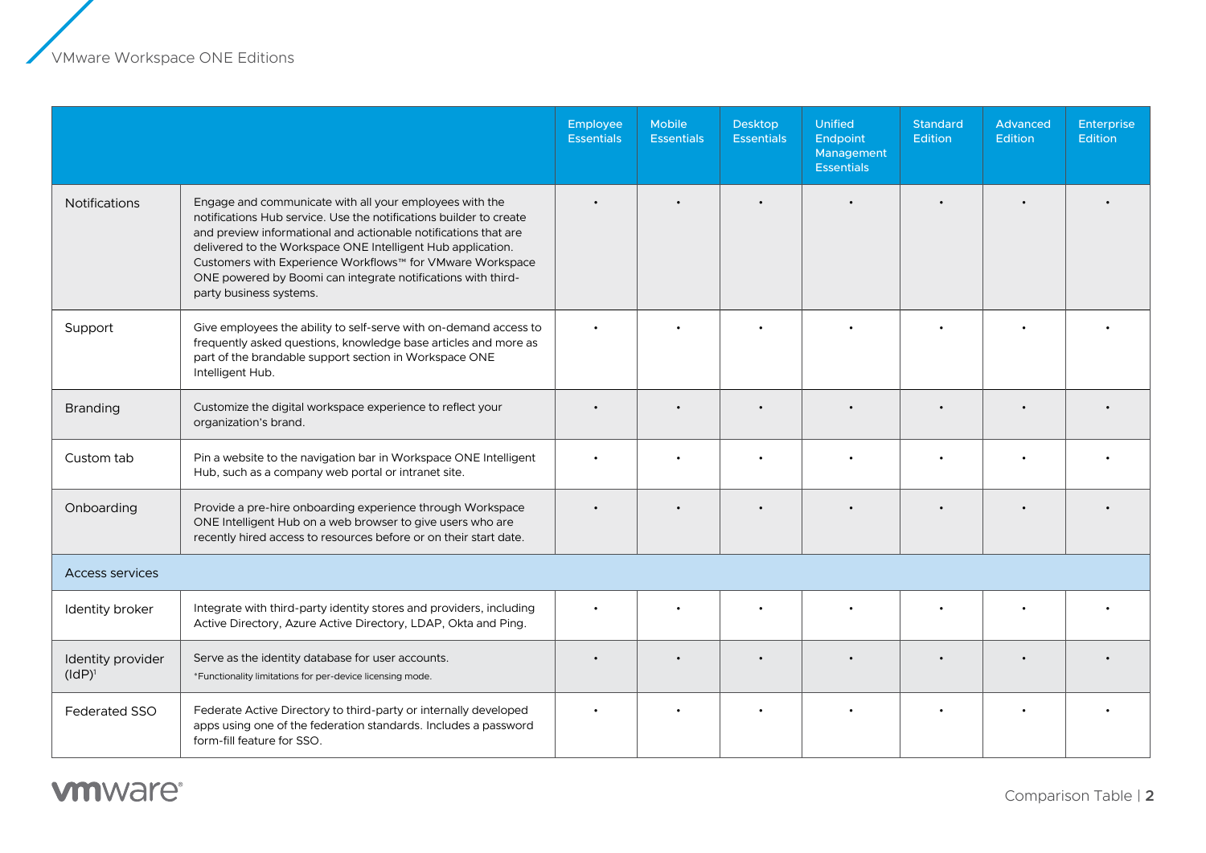| | | Employee Essentials | Mobile Essentials | Desktop Essentials | Unified Endpoint Management Essentials | Standard Edition | Advanced Edition | Enterprise Edition |
|---|---|---|---|---|---|---|---|---|
| Notifications | Engage and communicate with all your employees with the notifications Hub service. Use the notifications builder to create and preview informational and actionable notifications that are delivered to the Workspace ONE Intelligent Hub application. Customers with Experience Workflows™ for VMware Workspace ONE powered by Boomi can integrate notifications with third-party business systems. | • | • | • | • | • | • | • |
| Support | Give employees the ability to self-serve with on-demand access to frequently asked questions, knowledge base articles and more as part of the brandable support section in Workspace ONE Intelligent Hub. | • | • | • | • | • | • | • |
| Branding | Customize the digital workspace experience to reflect your organization's brand. | • | • | • | • | • | • | • |
| Custom tab | Pin a website to the navigation bar in Workspace ONE Intelligent Hub, such as a company web portal or intranet site. | • | • | • | • | • | • | • |
| Onboarding | Provide a pre-hire onboarding experience through Workspace ONE Intelligent Hub on a web browser to give users who are recently hired access to resources before or on their start date. | • | • | • | • | • | • | • |
| **Access services** | | | | | | | | |
| Identity broker | Integrate with third-party identity stores and providers, including Active Directory, Azure Active Directory, LDAP, Okta and Ping. | • | • | • | • | • | • | • |
| Identity provider (IdP)[1] | Serve as the identity database for user accounts. *Functionality limitations for per-device licensing mode. | • | • | • | • | • | • | • |
| Federated SSO | Federate Active Directory to third-party or internally developed apps using one of the federation standards. Includes a password form-fill feature for SSO. | • | • | • | • | • | • | • |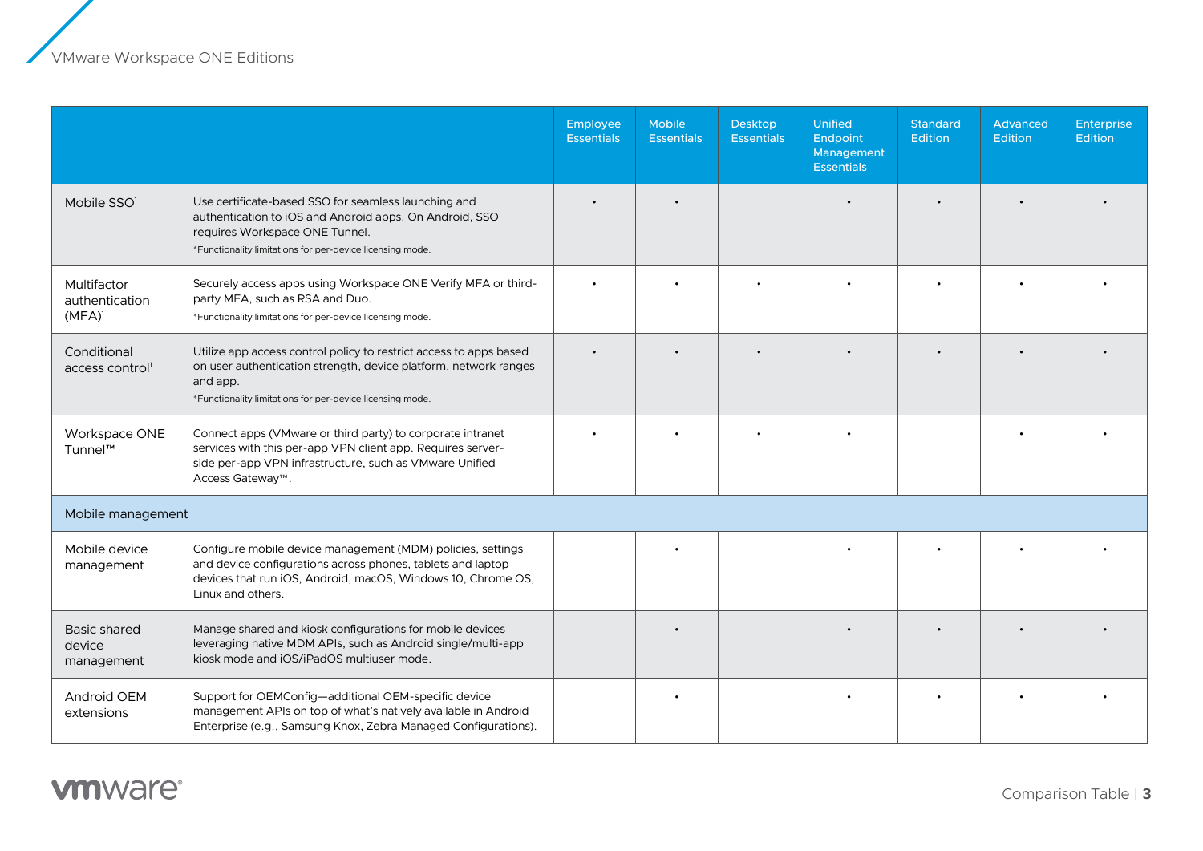| | | Employee Essentials | Mobile Essentials | Desktop Essentials | Unified Endpoint Management Essentials | Standard Edition | Advanced Edition | Enterprise Edition |
|---|---|---|---|---|---|---|---|---|
| Mobile SSO[1] | Use certificate-based SSO for seamless launching and authentication to iOS and Android apps. On Android, SSO requires Workspace ONE Tunnel. *Functionality limitations for per-device licensing mode. | • | • | | • | • | • | • |
| Multifactor authentication (MFA)[1] | Securely access apps using Workspace ONE Verify MFA or third-party MFA, such as RSA and Duo. *Functionality limitations for per-device licensing mode. | • | • | • | • | • | • | • |
| Conditional access control[1] | Utilize app access control policy to restrict access to apps based on user authentication strength, device platform, network ranges and app. *Functionality limitations for per-device licensing mode. | • | • | • | • | • | • | • |
| Workspace ONE Tunnel™ | Connect apps (VMware or third party) to corporate intranet services with this per-app VPN client app. Requires server-side per-app VPN infrastructure, such as VMware Unified Access Gateway™. | • | • | • | • | | • | • |
| **Mobile management** | | | | | | | | |
| Mobile device management | Configure mobile device management (MDM) policies, settings and device configurations across phones, tablets and laptop devices that run iOS, Android, macOS, Windows 10, Chrome OS, Linux and others. | | • | | • | • | • | • |
| Basic shared device management | Manage shared and kiosk configurations for mobile devices leveraging native MDM APIs, such as Android single/multi-app kiosk mode and iOS/iPadOS multiuser mode. | | • | | • | • | • | • |
| Android OEM extensions | Support for OEMConfig—additional OEM-specific device management APIs on top of what's natively available in Android Enterprise (e.g., Samsung Knox, Zebra Managed Configurations). | | • | | • | • | • | • |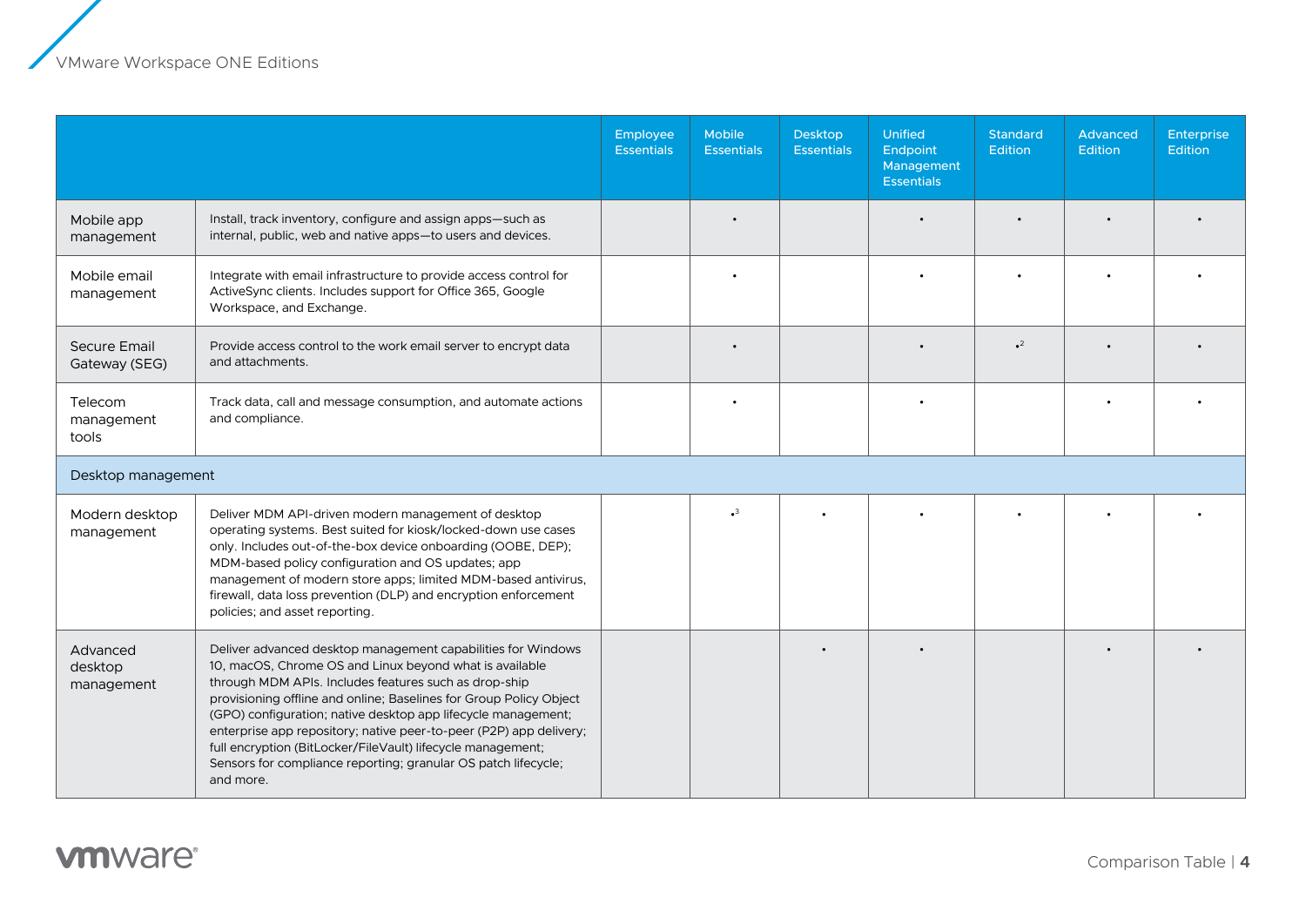| | | Employee Essentials | Mobile Essentials | Desktop Essentials | Unified Endpoint Management Essentials | Standard Edition | Advanced Edition | Enterprise Edition |
|---|---|---|---|---|---|---|---|---|
| Mobile app management | Install, track inventory, configure and assign apps—such as internal, public, web and native apps—to users and devices. | | • | | • | • | • | • |
| Mobile email management | Integrate with email infrastructure to provide access control for ActiveSync clients. Includes support for Office 365, Google Workspace, and Exchange. | | • | | • | • | • | • |
| Secure Email Gateway (SEG) | Provide access control to the work email server to encrypt data and attachments. | | • | | • | •[2] | • | • |
| Telecom management tools | Track data, call and message consumption, and automate actions and compliance. | | • | | • | | • | • |
| **Desktop management** | | | | | | | | |
| Modern desktop management | Deliver MDM API-driven modern management of desktop operating systems. Best suited for kiosk/locked-down use cases only. Includes out-of-the-box device onboarding (OOBE, DEP); MDM-based policy configuration and OS updates; app management of modern store apps; limited MDM-based antivirus, firewall, data loss prevention (DLP) and encryption enforcement policies; and asset reporting. | | •[3] | • | • | • | • | • |
| Advanced desktop management | Deliver advanced desktop management capabilities for Windows 10, macOS, Chrome OS and Linux beyond what is available through MDM APIs. Includes features such as drop-ship provisioning offline and online; Baselines for Group Policy Object (GPO) configuration; native desktop app lifecycle management; enterprise app repository; native peer-to-peer (P2P) app delivery; full encryption (BitLocker/FileVault) lifecycle management; Sensors for compliance reporting; granular OS patch lifecycle; and more. | | | • | • | | • | • |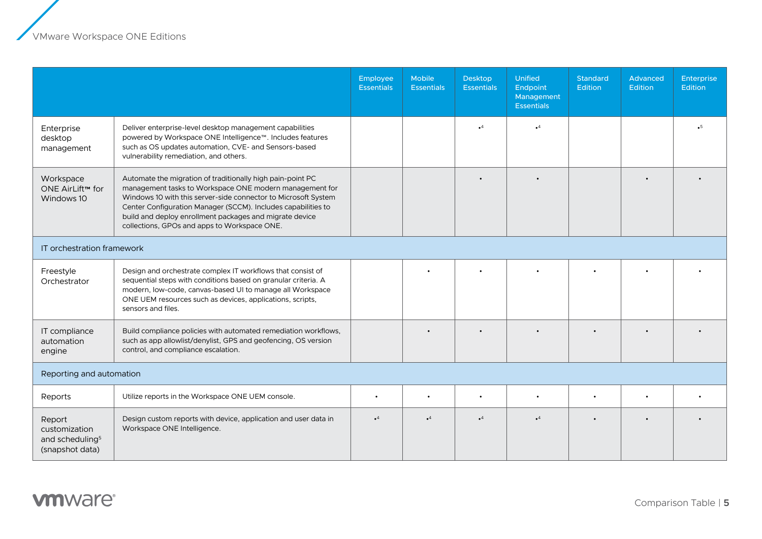| | | Employee Essentials | Mobile Essentials | Desktop Essentials | Unified Endpoint Management Essentials | Standard Edition | Advanced Edition | Enterprise Edition |
|---|---|---|---|---|---|---|---|---|
| Enterprise desktop management | Deliver enterprise-level desktop management capabilities powered by Workspace ONE Intelligence™. Includes features such as OS updates automation, CVE- and Sensors-based vulnerability remediation, and others. | | | •[4] | •[4] | | | •[5] |
| Workspace ONE AirLift™ for Windows 10 | Automate the migration of traditionally high pain-point PC management tasks to Workspace ONE modern management for Windows 10 with this server-side connector to Microsoft System Center Configuration Manager (SCCM). Includes capabilities to build and deploy enrollment packages and migrate device collections, GPOs and apps to Workspace ONE. | | | • | • | | • | • |
| IT orchestration framework | | | | | | | | |
| Freestyle Orchestrator | Design and orchestrate complex IT workflows that consist of sequential steps with conditions based on granular criteria. A modern, low-code, canvas-based UI to manage all Workspace ONE UEM resources such as devices, applications, scripts, sensors and files. | | • | • | • | • | • | • |
| IT compliance automation engine | Build compliance policies with automated remediation workflows, such as app allowlist/denylist, GPS and geofencing, OS version control, and compliance escalation. | | • | • | • | • | • | • |
| Reporting and automation | | | | | | | | |
| Reports | Utilize reports in the Workspace ONE UEM console. | • | • | • | • | • | • | • |
| Report customization and scheduling[5] (snapshot data) | Design custom reports with device, application and user data in Workspace ONE Intelligence. | •[4] | •[4] | •[4] | •[4] | • | • | • |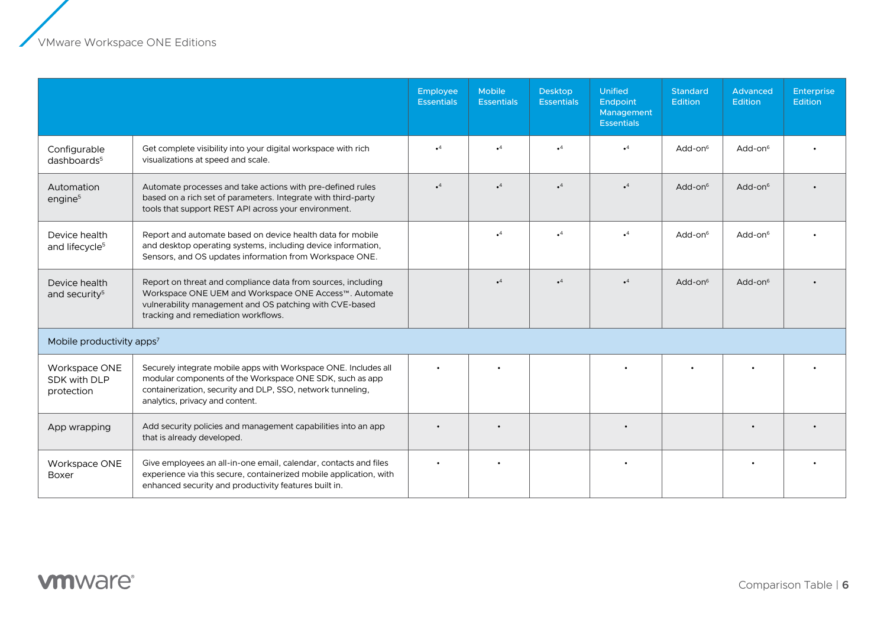| | | Employee Essentials | Mobile Essentials | Desktop Essentials | Unified Endpoint Management Essentials | Standard Edition | Advanced Edition | Enterprise Edition |
|---|---|---|---|---|---|---|---|---|
| Configurable dashboards[5] | Get complete visibility into your digital workspace with rich visualizations at speed and scale. | •[4] | •[4] | •[4] | •[4] | Add-on[6] | Add-on[6] | • |
| Automation engine[5] | Automate processes and take actions with pre-defined rules based on a rich set of parameters. Integrate with third-party tools that support REST API across your environment. | •[4] | •[4] | •[4] | •[4] | Add-on[6] | Add-on[6] | • |
| Device health and lifecycle[5] | Report and automate based on device health data for mobile and desktop operating systems, including device information, Sensors, and OS updates information from Workspace ONE. | | •[4] | •[4] | •[4] | Add-on[6] | Add-on[6] | • |
| Device health and security[5] | Report on threat and compliance data from sources, including Workspace ONE UEM and Workspace ONE Access™. Automate vulnerability management and OS patching with CVE-based tracking and remediation workflows. | | •[4] | •[4] | •[4] | Add-on[6] | Add-on[6] | • |
| Mobile productivity apps[7] | | | | | | | | |
| Workspace ONE SDK with DLP protection | Securely integrate mobile apps with Workspace ONE. Includes all modular components of the Workspace ONE SDK, such as app containerization, security and DLP, SSO, network tunneling, analytics, privacy and content. | • | • | | • | • | • | • |
| App wrapping | Add security policies and management capabilities into an app that is already developed. | • | • | | • | | • | • |
| Workspace ONE Boxer | Give employees an all-in-one email, calendar, contacts and files experience via this secure, containerized mobile application, with enhanced security and productivity features built in. | • | • | | • | | • | • |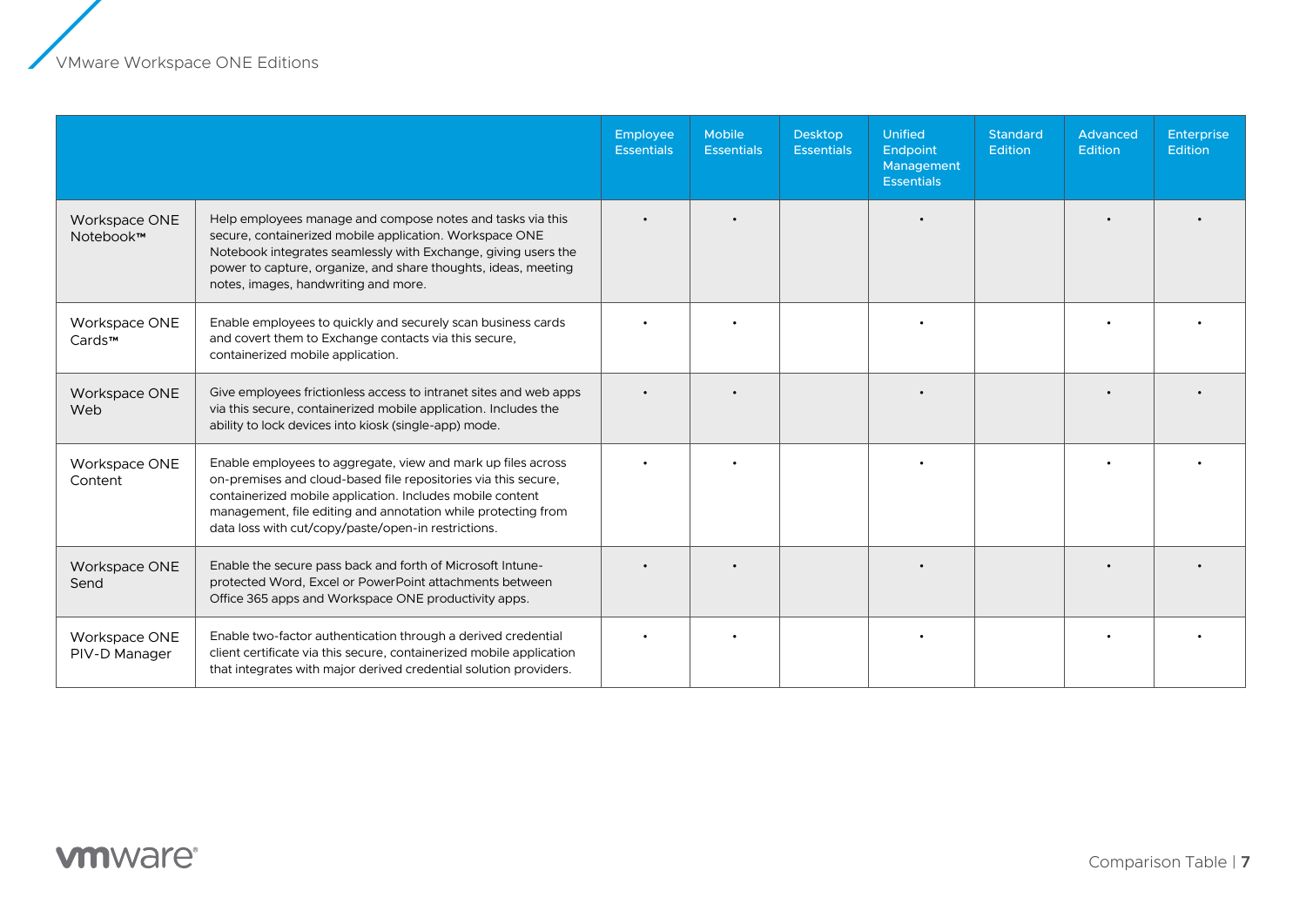| | | Employee Essentials | Mobile Essentials | Desktop Essentials | Unified Endpoint Management Essentials | Standard Edition | Advanced Edition | Enterprise Edition |
|---|---|---|---|---|---|---|---|---|
| Workspace ONE Notebook™ | Help employees manage and compose notes and tasks via this secure, containerized mobile application. Workspace ONE Notebook integrates seamlessly with Exchange, giving users the power to capture, organize, and share thoughts, ideas, meeting notes, images, handwriting and more. | • | • | | • | | • | • |
| Workspace ONE Cards™ | Enable employees to quickly and securely scan business cards and covert them to Exchange contacts via this secure, containerized mobile application. | • | • | | • | | • | • |
| Workspace ONE Web | Give employees frictionless access to intranet sites and web apps via this secure, containerized mobile application. Includes the ability to lock devices into kiosk (single-app) mode. | • | • | | • | | • | • |
| Workspace ONE Content | Enable employees to aggregate, view and mark up files across on-premises and cloud-based file repositories via this secure, containerized mobile application. Includes mobile content management, file editing and annotation while protecting from data loss with cut/copy/paste/open-in restrictions. | • | • | | • | | • | • |
| Workspace ONE Send | Enable the secure pass back and forth of Microsoft Intune-protected Word, Excel or PowerPoint attachments between Office 365 apps and Workspace ONE productivity apps. | • | • | | • | | • | • |
| Workspace ONE PIV-D Manager | Enable two-factor authentication through a derived credential client certificate via this secure, containerized mobile application that integrates with major derived credential solution providers. | • | • | | • | | • | • |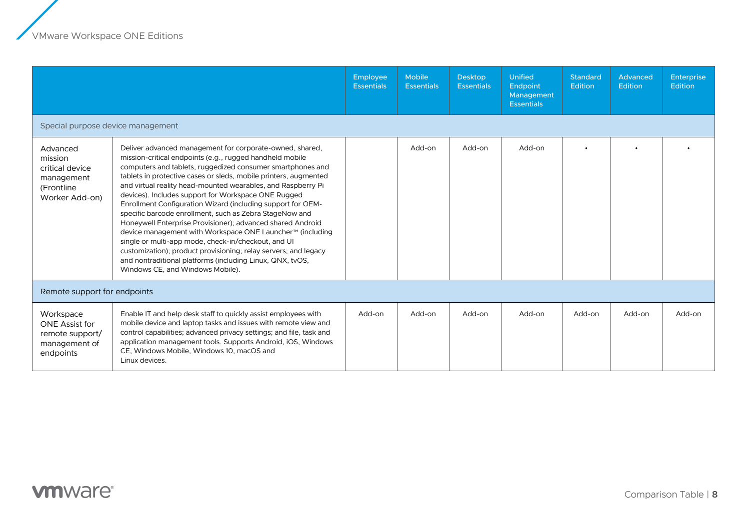| | | Employee Essentials | Mobile Essentials | Desktop Essentials | Unified Endpoint Management Essentials | Standard Edition | Advanced Edition | Enterprise Edition |
|---|---|---|---|---|---|---|---|---|
| **Special purpose device management** | | | | | | | | |
| Advanced mission critical device management (Frontline Worker Add-on) | Deliver advanced management for corporate-owned, shared, mission-critical endpoints (e.g., rugged handheld mobile computers and tablets, ruggedized consumer smartphones and tablets in protective cases or sleds, mobile printers, augmented and virtual reality head-mounted wearables, and Raspberry Pi devices). Includes support for Workspace ONE Rugged Enrollment Configuration Wizard (including support for OEM-specific barcode enrollment, such as Zebra StageNow and Honeywell Enterprise Provisioner); advanced shared Android device management with Workspace ONE Launcher™ (including single or multi-app mode, check-in/checkout, and UI customization); product provisioning; relay servers; and legacy and nontraditional platforms (including Linux, QNX, tvOS, Windows CE, and Windows Mobile). | | Add-on | Add-on | Add-on | • | • | • |
| **Remote support for endpoints** | | | | | | | | |
| Workspace ONE Assist for remote support/ management of endpoints | Enable IT and help desk staff to quickly assist employees with mobile device and laptop tasks and issues with remote view and control capabilities; advanced privacy settings; and file, task and application management tools. Supports Android, iOS, Windows CE, Windows Mobile, Windows 10, macOS and Linux devices. | Add-on | Add-on | Add-on | Add-on | Add-on | Add-on | Add-on |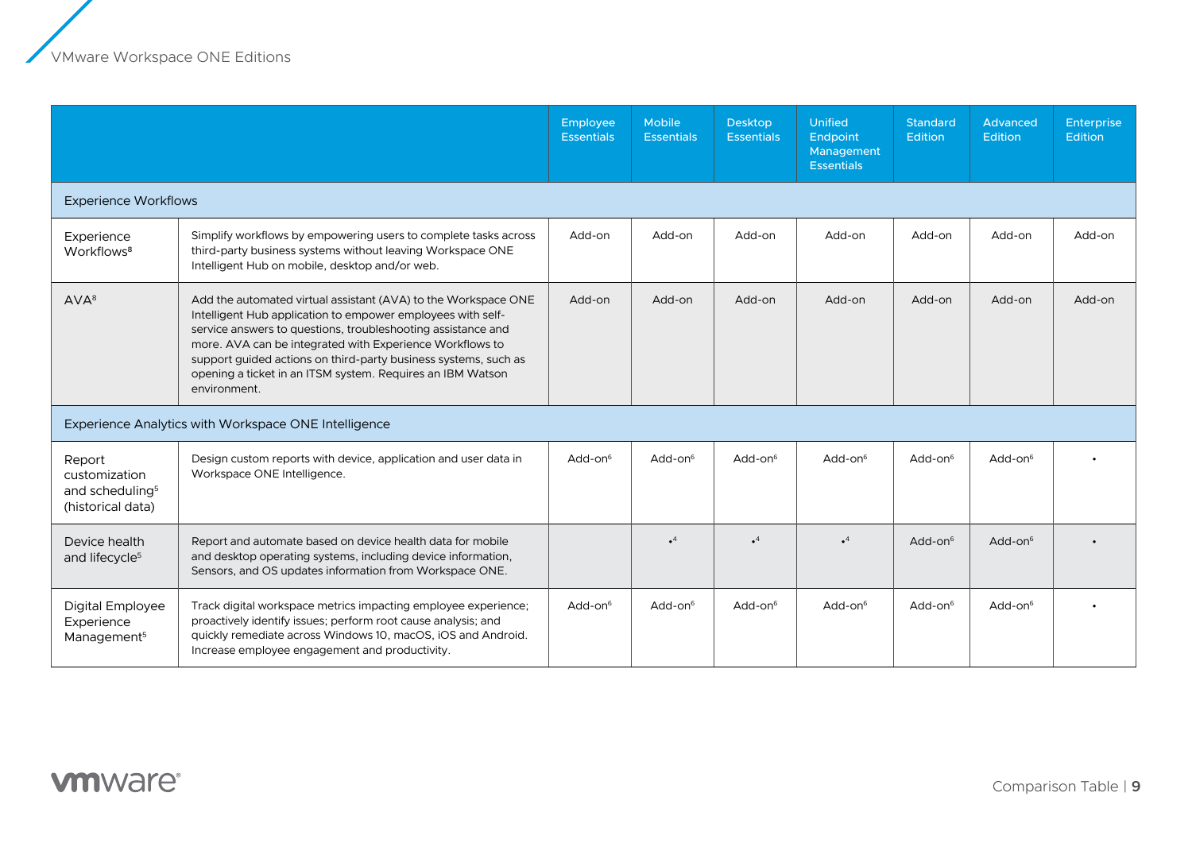| | | Employee Essentials | Mobile Essentials | Desktop Essentials | Unified Endpoint Management Essentials | Standard Edition | Advanced Edition | Enterprise Edition |
|---|---|---|---|---|---|---|---|---|
| Experience Workflows | | | | | | | | |
| Experience Workflows[8] | Simplify workflows by empowering users to complete tasks across third-party business systems without leaving Workspace ONE Intelligent Hub on mobile, desktop and/or web. | Add-on | Add-on | Add-on | Add-on | Add-on | Add-on | Add-on |
| AVA[8] | Add the automated virtual assistant (AVA) to the Workspace ONE Intelligent Hub application to empower employees with self-service answers to questions, troubleshooting assistance and more. AVA can be integrated with Experience Workflows to support guided actions on third-party business systems, such as opening a ticket in an ITSM system. Requires an IBM Watson environment. | Add-on | Add-on | Add-on | Add-on | Add-on | Add-on | Add-on |
| Experience Analytics with Workspace ONE Intelligence | | | | | | | | |
| Report customization and scheduling[5] (historical data) | Design custom reports with device, application and user data in Workspace ONE Intelligence. | Add-on[6] | Add-on[6] | Add-on[6] | Add-on[6] | Add-on[6] | Add-on[6] | • |
| Device health and lifecycle[5] | Report and automate based on device health data for mobile and desktop operating systems, including device information, Sensors, and OS updates information from Workspace ONE. | | •[4] | •[4] | •[4] | Add-on[6] | Add-on[6] | • |
| Digital Employee Experience Management[5] | Track digital workspace metrics impacting employee experience; proactively identify issues; perform root cause analysis; and quickly remediate across Windows 10, macOS, iOS and Android. Increase employee engagement and productivity. | Add-on[6] | Add-on[6] | Add-on[6] | Add-on[6] | Add-on[6] | Add-on[6] | • |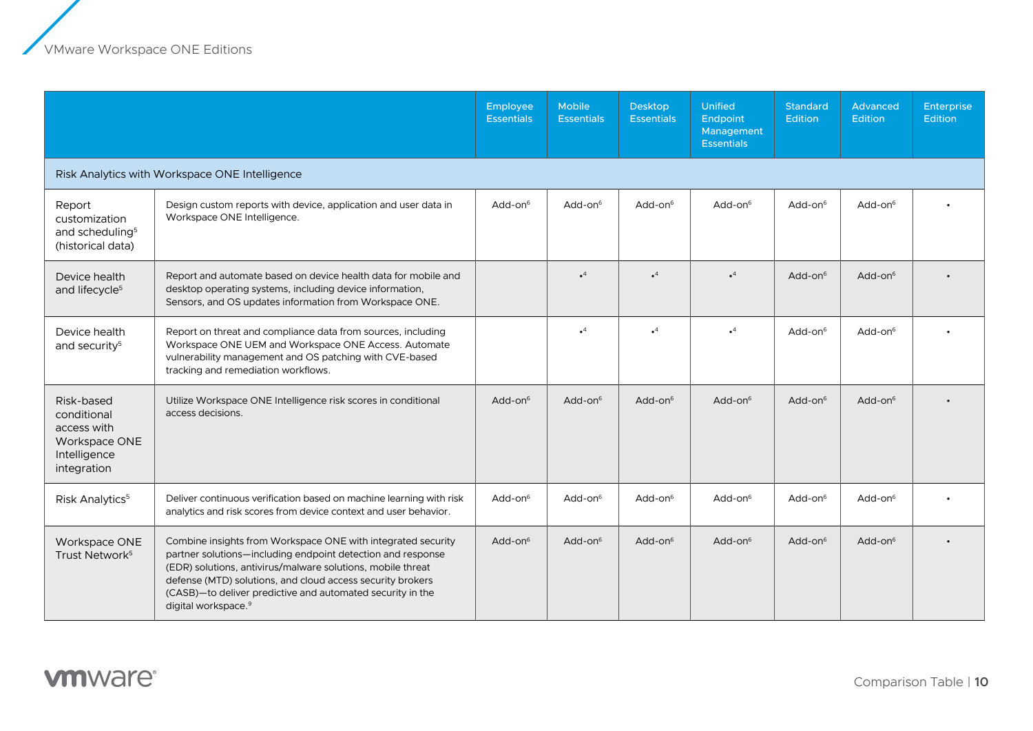| | | Employee Essentials | Mobile Essentials | Desktop Essentials | Unified Endpoint Management Essentials | Standard Edition | Advanced Edition | Enterprise Edition |
|---|---|---|---|---|---|---|---|---|
| Risk Analytics with Workspace ONE Intelligence | | | | | | | | |
| Report customization and scheduling[5] (historical data) | Design custom reports with device, application and user data in Workspace ONE Intelligence. | Add-on[6] | Add-on[6] | Add-on[6] | Add-on[6] | Add-on[6] | Add-on[6] | • |
| Device health and lifecycle[5] | Report and automate based on device health data for mobile and desktop operating systems, including device information, Sensors, and OS updates information from Workspace ONE. | | •[4] | •[4] | •[4] | Add-on[6] | Add-on[6] | • |
| Device health and security[5] | Report on threat and compliance data from sources, including Workspace ONE UEM and Workspace ONE Access. Automate vulnerability management and OS patching with CVE-based tracking and remediation workflows. | | •[4] | •[4] | •[4] | Add-on[6] | Add-on[6] | • |
| Risk-based conditional access with Workspace ONE Intelligence integration | Utilize Workspace ONE Intelligence risk scores in conditional access decisions. | Add-on[6] | Add-on[6] | Add-on[6] | Add-on[6] | Add-on[6] | Add-on[6] | • |
| Risk Analytics[5] | Deliver continuous verification based on machine learning with risk analytics and risk scores from device context and user behavior. | Add-on[6] | Add-on[6] | Add-on[6] | Add-on[6] | Add-on[6] | Add-on[6] | • |
| Workspace ONE Trust Network[5] | Combine insights from Workspace ONE with integrated security partner solutions—including endpoint detection and response (EDR) solutions, antivirus/malware solutions, mobile threat defense (MTD) solutions, and cloud access security brokers (CASB)—to deliver predictive and automated security in the digital workspace.[9] | Add-on[6] | Add-on[6] | Add-on[6] | Add-on[6] | Add-on[6] | Add-on[6] | • |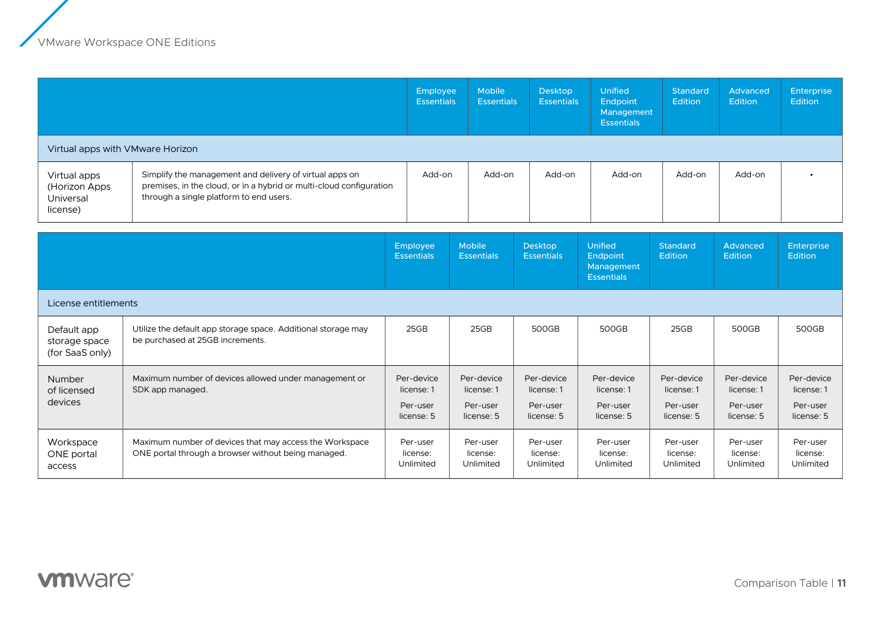| | | Employee Essentials | Mobile Essentials | Desktop Essentials | Unified Endpoint Management Essentials | Standard Edition | Advanced Edition | Enterprise Edition |
|---|---|---|---|---|---|---|---|---|
| **Virtual apps with VMware Horizon** | | | | | | | | |
| Virtual apps (Horizon Apps Universal license) | Simplify the management and delivery of virtual apps on premises, in the cloud, or in a hybrid or multi-cloud configuration through a single platform to end users. | Add-on | Add-on | Add-on | Add-on | Add-on | Add-on | • |

| | | Employee Essentials | Mobile Essentials | Desktop Essentials | Unified Endpoint Management Essentials | Standard Edition | Advanced Edition | Enterprise Edition |
|---|---|---|---|---|---|---|---|---|
| **License entitlements** | | | | | | | | |
| Default app storage space (for SaaS only) | Utilize the default app storage space. Additional storage may be purchased at 25GB increments. | 25GB | 25GB | 500GB | 500GB | 25GB | 500GB | 500GB |
| Number of licensed devices | Maximum number of devices allowed under management or SDK app managed. | Per-device license: 1 Per-user license: 5 | Per-device license: 1 Per-user license: 5 | Per-device license: 1 Per-user license: 5 | Per-device license: 1 Per-user license: 5 | Per-device license: 1 Per-user license: 5 | Per-device license: 1 Per-user license: 5 | Per-device license: 1 Per-user license: 5 |
| Workspace ONE portal access | Maximum number of devices that may access the Workspace ONE portal through a browser without being managed. | Per-user license: Unlimited | Per-user license: Unlimited | Per-user license: Unlimited | Per-user license: Unlimited | Per-user license: Unlimited | Per-user license: Unlimited | Per-user license: Unlimited |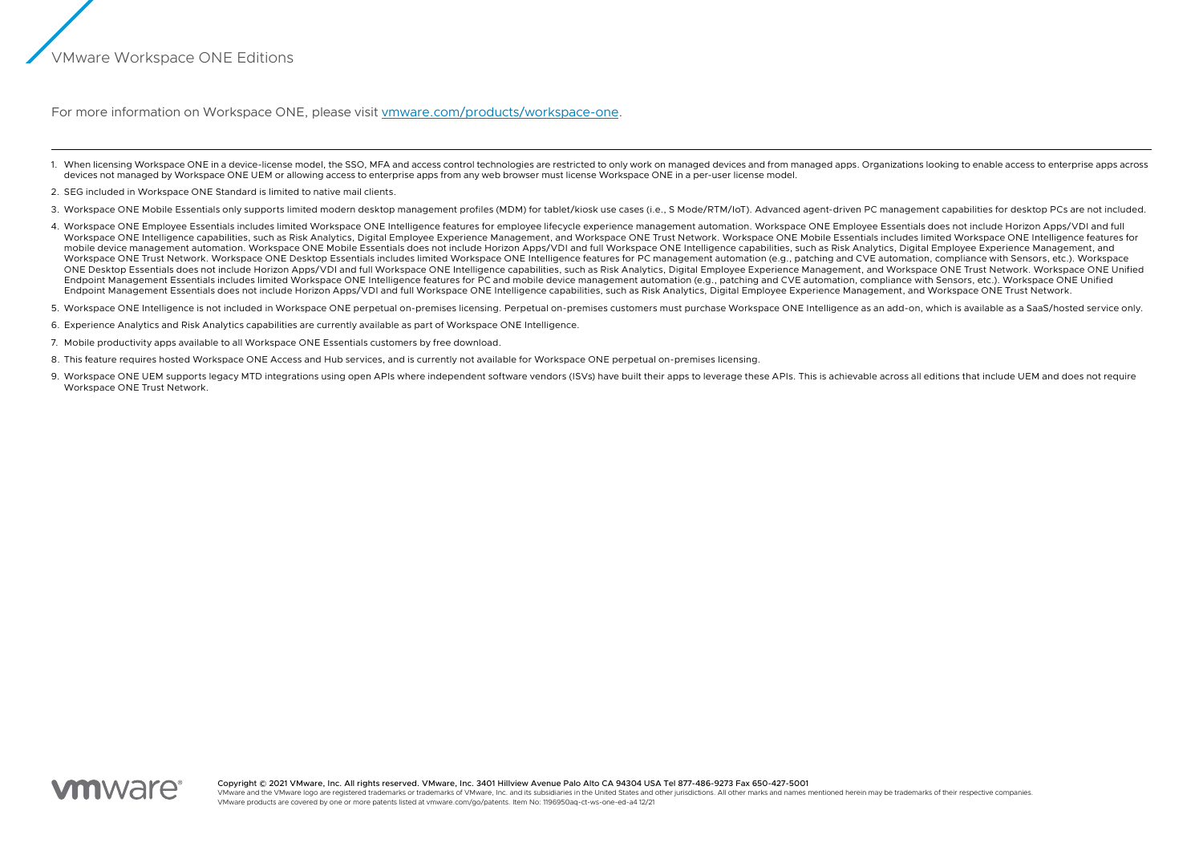For more information on Workspace ONE, please visit [vmware.com/products/workspace-one](https://vmware.com/products/workspace-one).

---

1. When licensing Workspace ONE in a device-license model, the SSO, MFA and access control technologies are restricted to only work on managed devices and from managed apps. Organizations looking to enable access to enterprise apps across devices not managed by Workspace ONE UEM or allowing access to enterprise apps from any web browser must license Workspace ONE in a per-user license model.
2. SEG included in Workspace ONE Standard is limited to native mail clients.
3. Workspace ONE Mobile Essentials only supports limited modern desktop management profiles (MDM) for tablet/kiosk use cases (i.e., S Mode/RTM/IoT). Advanced agent-driven PC management capabilities for desktop PCs are not included.
4. Workspace ONE Employee Essentials includes limited Workspace ONE Intelligence features for employee lifecycle experience management automation. Workspace ONE Employee Essentials does not include Horizon Apps/VDI and full Workspace ONE Intelligence capabilities, such as Risk Analytics, Digital Employee Experience Management, and Workspace ONE Trust Network. Workspace ONE Mobile Essentials includes limited Workspace ONE Intelligence features for mobile device management automation. Workspace ONE Mobile Essentials does not include Horizon Apps/VDI and full Workspace ONE Intelligence capabilities, such as Risk Analytics, Digital Employee Experience Management, and Workspace ONE Trust Network. Workspace ONE Desktop Essentials includes limited Workspace ONE Intelligence features for PC management automation (e.g., patching and CVE automation, compliance with Sensors, etc.). Workspace ONE Desktop Essentials does not include Horizon Apps/VDI and full Workspace ONE Intelligence capabilities, such as Risk Analytics, Digital Employee Experience Management, and Workspace ONE Trust Network. Workspace ONE Unified Endpoint Management Essentials includes limited Workspace ONE Intelligence features for PC and mobile device management automation (e.g., patching and CVE automation, compliance with Sensors, etc.). Workspace ONE Unified Endpoint Management Essentials does not include Horizon Apps/VDI and full Workspace ONE Intelligence capabilities, such as Risk Analytics, Digital Employee Experience Management, and Workspace ONE Trust Network.
5. Workspace ONE Intelligence is not included in Workspace ONE perpetual on-premises licensing. Perpetual on-premises customers must purchase Workspace ONE Intelligence as an add-on, which is available as a SaaS/hosted service only.
6. Experience Analytics and Risk Analytics capabilities are currently available as part of Workspace ONE Intelligence.
7. Mobile productivity apps available to all Workspace ONE Essentials customers by free download.
8. This feature requires hosted Workspace ONE Access and Hub services, and is currently not available for Workspace ONE perpetual on-premises licensing.
9. Workspace ONE UEM supports legacy MTD integrations using open APIs where independent software vendors (ISVs) have built their apps to leverage these APIs. This is achievable across all editions that include UEM and does not require Workspace ONE Trust Network.

Copyright © 2021 VMware, Inc. All rights reserved. VMware, Inc. 3401 Hillview Avenue Palo Alto CA 94304 USA Tel 877-486-9273 Fax 650-427-5001
VMware and the VMware logo are registered trademarks or trademarks of VMware, Inc. and its subsidiaries in the United States and other jurisdictions. All other marks and names mentioned herein may be trademarks of their respective companies.
VMware products are covered by one or more patents listed at vmware.com/go/patents. Item No: 1196950aq-ct-ws-one-ed-a4 12/21